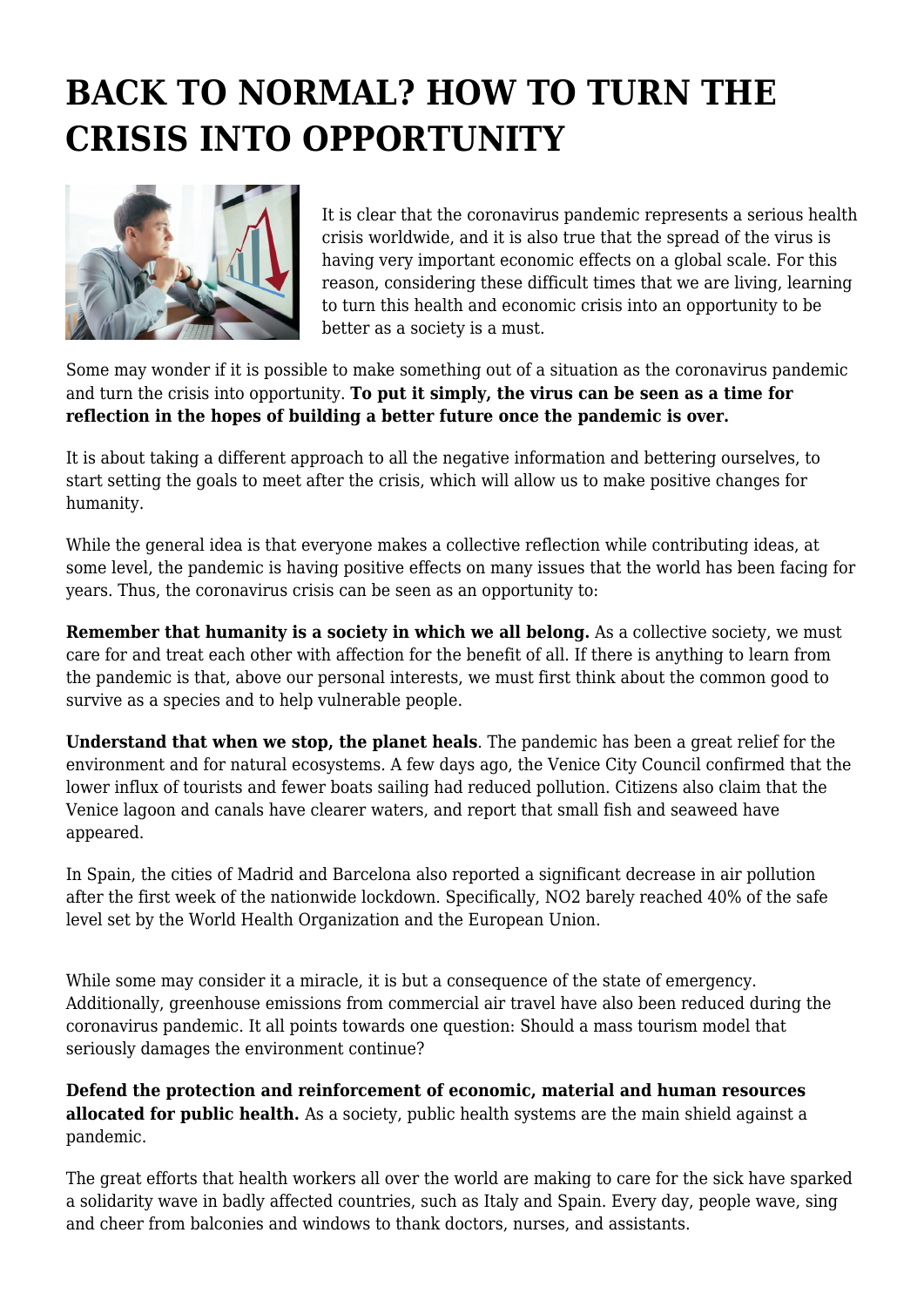# BACK TO NORMAL? HOW TO TURN THE CRISIS INTO OPPORTUNITY

It is clear that the coronavirus pandemic represents a serious health crisis worldwide, and it is also true that the spread of the virus is having very important economic effects on a global scale. For this reason, considering these difficult times that we are living, learning to turn this health and economic crisis into an opportunity to be better as a society is a must.

Some may wonder if it is possible to make something out of a situation as the coronavirus pandemic and turn the crisis into opportunity. **To put it simply, the virus can be seen as a time for reflection in the hopes of building a better future once the pandemic is over.**

It is about taking a different approach to all the negative information and bettering ourselves, to start setting the goals to meet after the crisis, which will allow us to make positive changes for humanity.

While the general idea is that everyone makes a collective reflection while contributing ideas, at some level, the pandemic is having positive effects on many issues that the world has been facing for years. Thus, the coronavirus crisis can be seen as an opportunity to:

**Remember that humanity is a society in which we all belong.** As a collective society, we must care for and treat each other with affection for the benefit of all. If there is anything to learn from the pandemic is that, above our personal interests, we must first think about the common good to survive as a species and to help vulnerable people.

**Understand that when we stop, the planet heals**. The pandemic has been a great relief for the environment and for natural ecosystems. A few days ago, the Venice City Council confirmed that the lower influx of tourists and fewer boats sailing had reduced pollution. Citizens also claim that the Venice lagoon and canals have clearer waters, and report that small fish and seaweed have appeared.

In Spain, the cities of Madrid and Barcelona also reported a significant decrease in air pollution after the first week of the nationwide lockdown. Specifically, NO2 barely reached 40% of the safe level set by the World Health Organization and the European Union.

While some may consider it a miracle, it is but a consequence of the state of emergency. Additionally, greenhouse emissions from commercial air travel have also been reduced during the coronavirus pandemic. It all points towards one question: Should a mass tourism model that seriously damages the environment continue?

**Defend the protection and reinforcement of economic, material and human resources allocated for public health.** As a society, public health systems are the main shield against a pandemic.

The great efforts that health workers all over the world are making to care for the sick have sparked a solidarity wave in badly affected countries, such as Italy and Spain. Every day, people wave, sing and cheer from balconies and windows to thank doctors, nurses, and assistants.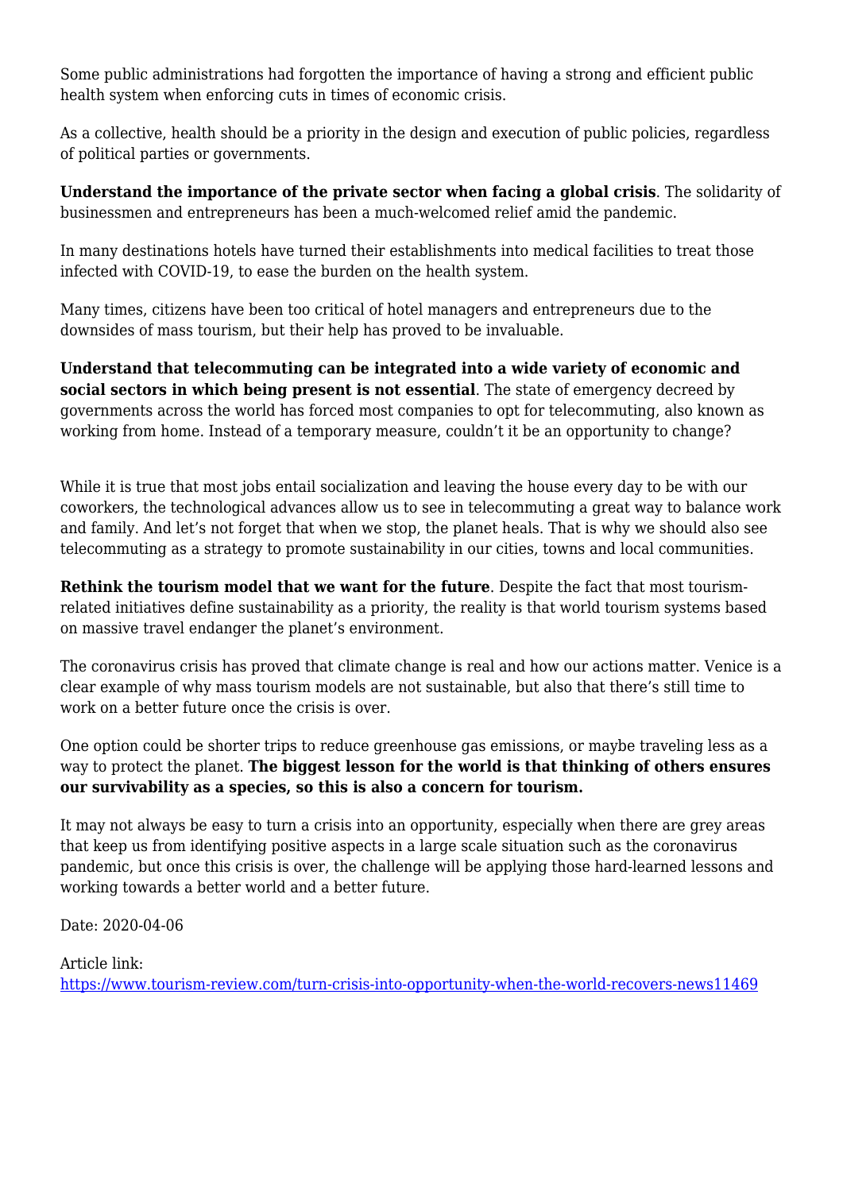Some public administrations had forgotten the importance of having a strong and efficient public health system when enforcing cuts in times of economic crisis.

As a collective, health should be a priority in the design and execution of public policies, regardless of political parties or governments.

**Understand the importance of the private sector when facing a global crisis**. The solidarity of businessmen and entrepreneurs has been a much-welcomed relief amid the pandemic.

In many destinations hotels have turned their establishments into medical facilities to treat those infected with COVID-19, to ease the burden on the health system.

Many times, citizens have been too critical of hotel managers and entrepreneurs due to the downsides of mass tourism, but their help has proved to be invaluable.

**Understand that telecommuting can be integrated into a wide variety of economic and social sectors in which being present is not essential**. The state of emergency decreed by governments across the world has forced most companies to opt for telecommuting, also known as working from home. Instead of a temporary measure, couldn't it be an opportunity to change?

While it is true that most jobs entail socialization and leaving the house every day to be with our coworkers, the technological advances allow us to see in telecommuting a great way to balance work and family. And let's not forget that when we stop, the planet heals. That is why we should also see telecommuting as a strategy to promote sustainability in our cities, towns and local communities.

**Rethink the tourism model that we want for the future**. Despite the fact that most tourism-related initiatives define sustainability as a priority, the reality is that world tourism systems based on massive travel endanger the planet's environment.

The coronavirus crisis has proved that climate change is real and how our actions matter. Venice is a clear example of why mass tourism models are not sustainable, but also that there's still time to work on a better future once the crisis is over.

One option could be shorter trips to reduce greenhouse gas emissions, or maybe traveling less as a way to protect the planet. **The biggest lesson for the world is that thinking of others ensures our survivability as a species, so this is also a concern for tourism.**

It may not always be easy to turn a crisis into an opportunity, especially when there are grey areas that keep us from identifying positive aspects in a large scale situation such as the coronavirus pandemic, but once this crisis is over, the challenge will be applying those hard-learned lessons and working towards a better world and a better future.

Date: 2020-04-06

Article link:
https://www.tourism-review.com/turn-crisis-into-opportunity-when-the-world-recovers-news11469